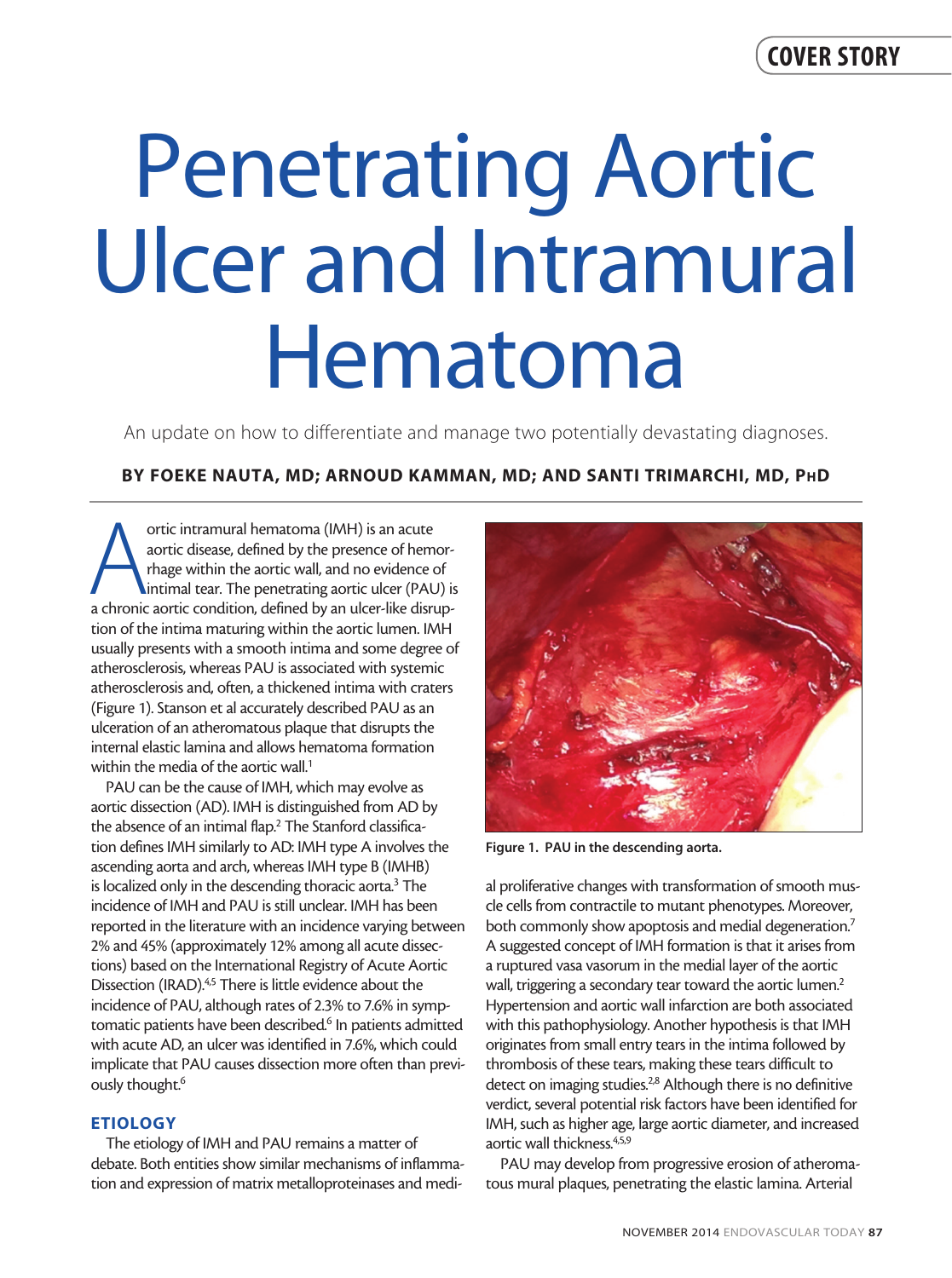# Penetrating Aortic Ulcer and Intramural Hematoma

An update on how to differentiate and manage two potentially devastating diagnoses.

**BY FOEKE NAUTA, MD; ARNOUD KAMMAN, MD; AND SANTI TRIMARCHI, MD, PhD**

Aortic intramural hematoma (IMH) is an acute aortic disease, defined by the presence of hemorrhage within the aortic wall, and no evidence of intimal tear. The penetrating aortic ulcer (PAU) is a chronic aortic condition, defined by an ulcer-like disruption of the intima maturing within the aortic lumen. IMH usually presents with a smooth intima and some degree of atherosclerosis, whereas PAU is associated with systemic atherosclerosis and, often, a thickened intima with craters (Figure 1). Stanson et al accurately described PAU as an ulceration of an atheromatous plaque that disrupts the internal elastic lamina and allows hematoma formation within the media of the aortic wall.[1]

PAU can be the cause of IMH, which may evolve as aortic dissection (AD). IMH is distinguished from AD by the absence of an intimal flap.[2] The Stanford classification defines IMH similarly to AD: IMH type A involves the ascending aorta and arch, whereas IMH type B (IMHB) is localized only in the descending thoracic aorta.[3] The incidence of IMH and PAU is still unclear. IMH has been reported in the literature with an incidence varying between 2% and 45% (approximately 12% among all acute dissections) based on the International Registry of Acute Aortic Dissection (IRAD).[4,5] There is little evidence about the incidence of PAU, although rates of 2.3% to 7.6% in symptomatic patients have been described.[6] In patients admitted with acute AD, an ulcer was identified in 7.6%, which could implicate that PAU causes dissection more often than previously thought.[6]

Figure 1. PAU in the descending aorta.

## ETIOLOGY

The etiology of IMH and PAU remains a matter of debate. Both entities show similar mechanisms of inflammation and expression of matrix metalloproteinases and medial proliferative changes with transformation of smooth muscle cells from contractile to mutant phenotypes. Moreover, both commonly show apoptosis and medial degeneration.[7] A suggested concept of IMH formation is that it arises from a ruptured vasa vasorum in the medial layer of the aortic wall, triggering a secondary tear toward the aortic lumen.[2] Hypertension and aortic wall infarction are both associated with this pathophysiology. Another hypothesis is that IMH originates from small entry tears in the intima followed by thrombosis of these tears, making these tears difficult to detect on imaging studies.[2,8] Although there is no definitive verdict, several potential risk factors have been identified for IMH, such as higher age, large aortic diameter, and increased aortic wall thickness.[4,5,9]

PAU may develop from progressive erosion of atheromatous mural plaques, penetrating the elastic lamina. Arterial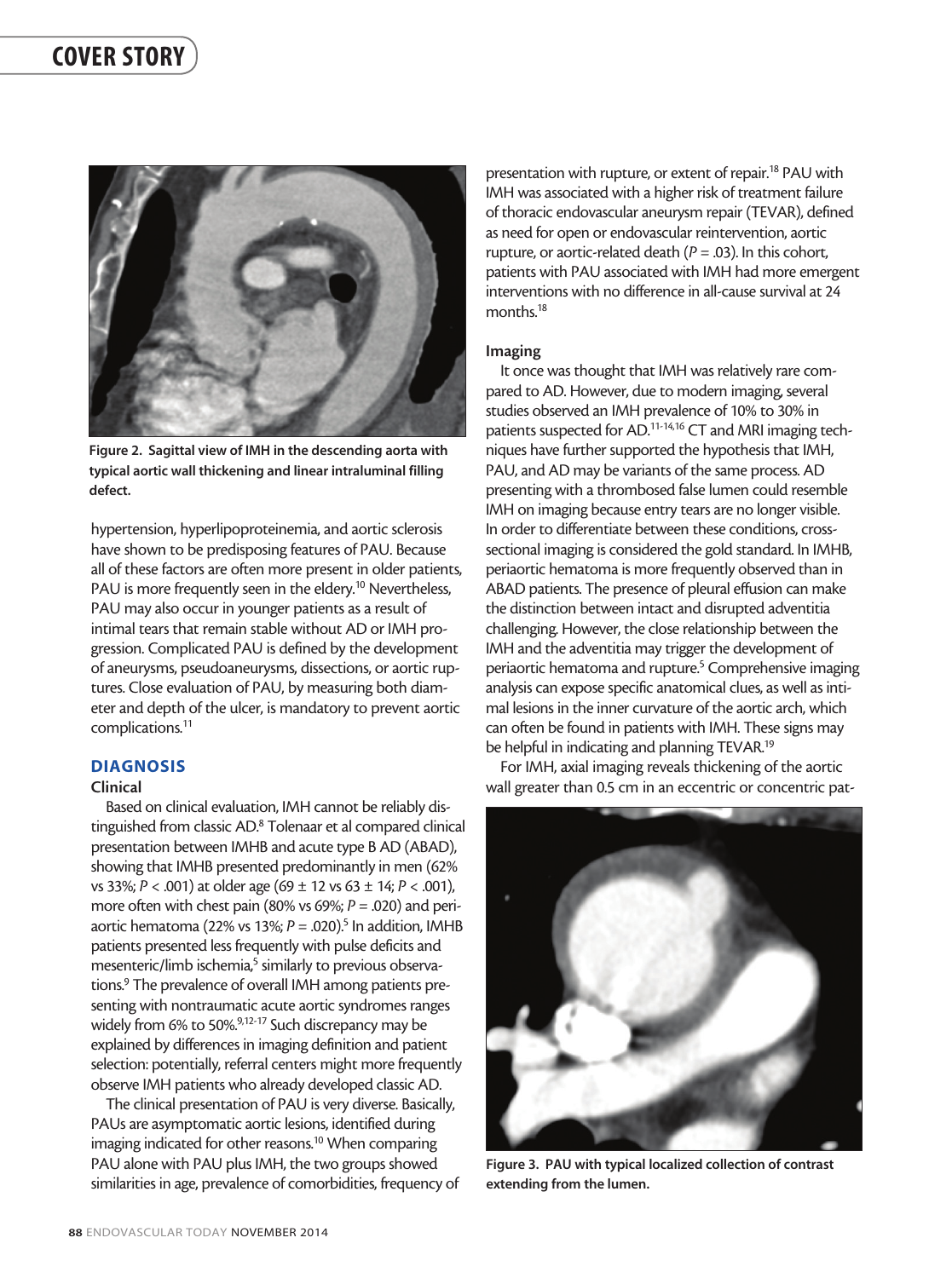Figure 2. Sagittal view of IMH in the descending aorta with typical aortic wall thickening and linear intraluminal filling defect.

hypertension, hyperlipoproteinemia, and aortic sclerosis have shown to be predisposing features of PAU. Because all of these factors are often more present in older patients, PAU is more frequently seen in the eldery.[10] Nevertheless, PAU may also occur in younger patients as a result of intimal tears that remain stable without AD or IMH progression. Complicated PAU is defined by the development of aneurysms, pseudoaneurysms, dissections, or aortic ruptures. Close evaluation of PAU, by measuring both diameter and depth of the ulcer, is mandatory to prevent aortic complications.[11]

## DIAGNOSIS

### Clinical

Based on clinical evaluation, IMH cannot be reliably distinguished from classic AD.[8] Tolenaar et al compared clinical presentation between IMHB and acute type B AD (ABAD), showing that IMHB presented predominantly in men (62% vs 33%; $P < .001$) at older age (69 ± 12 vs 63 ± 14; $P < .001$), more often with chest pain (80% vs 69%; $P = .020$) and periaortic hematoma (22% vs 13%; $P = .020$).[5] In addition, IMHB patients presented less frequently with pulse deficits and mesenteric/limb ischemia,[5] similarly to previous observations.[9] The prevalence of overall IMH among patients presenting with nontraumatic acute aortic syndromes ranges widely from 6% to 50%.[9,12-17] Such discrepancy may be explained by differences in imaging definition and patient selection: potentially, referral centers might more frequently observe IMH patients who already developed classic AD.

The clinical presentation of PAU is very diverse. Basically, PAUs are asymptomatic aortic lesions, identified during imaging indicated for other reasons.[10] When comparing PAU alone with PAU plus IMH, the two groups showed similarities in age, prevalence of comorbidities, frequency of presentation with rupture, or extent of repair.[18] PAU with IMH was associated with a higher risk of treatment failure of thoracic endovascular aneurysm repair (TEVAR), defined as need for open or endovascular reintervention, aortic rupture, or aortic-related death ($P = .03$). In this cohort, patients with PAU associated with IMH had more emergent interventions with no difference in all-cause survival at 24 months.[18]

### Imaging

It once was thought that IMH was relatively rare compared to AD. However, due to modern imaging, several studies observed an IMH prevalence of 10% to 30% in patients suspected for AD.[11-14,16] CT and MRI imaging techniques have further supported the hypothesis that IMH, PAU, and AD may be variants of the same process. AD presenting with a thrombosed false lumen could resemble IMH on imaging because entry tears are no longer visible. In order to differentiate between these conditions, cross-sectional imaging is considered the gold standard. In IMHB, periaortic hematoma is more frequently observed than in ABAD patients. The presence of pleural effusion can make the distinction between intact and disrupted adventitia challenging. However, the close relationship between the IMH and the adventitia may trigger the development of periaortic hematoma and rupture.[5] Comprehensive imaging analysis can expose specific anatomical clues, as well as intimal lesions in the inner curvature of the aortic arch, which can often be found in patients with IMH. These signs may be helpful in indicating and planning TEVAR.[19]

For IMH, axial imaging reveals thickening of the aortic wall greater than 0.5 cm in an eccentric or concentric pat-

Figure 3. PAU with typical localized collection of contrast extending from the lumen.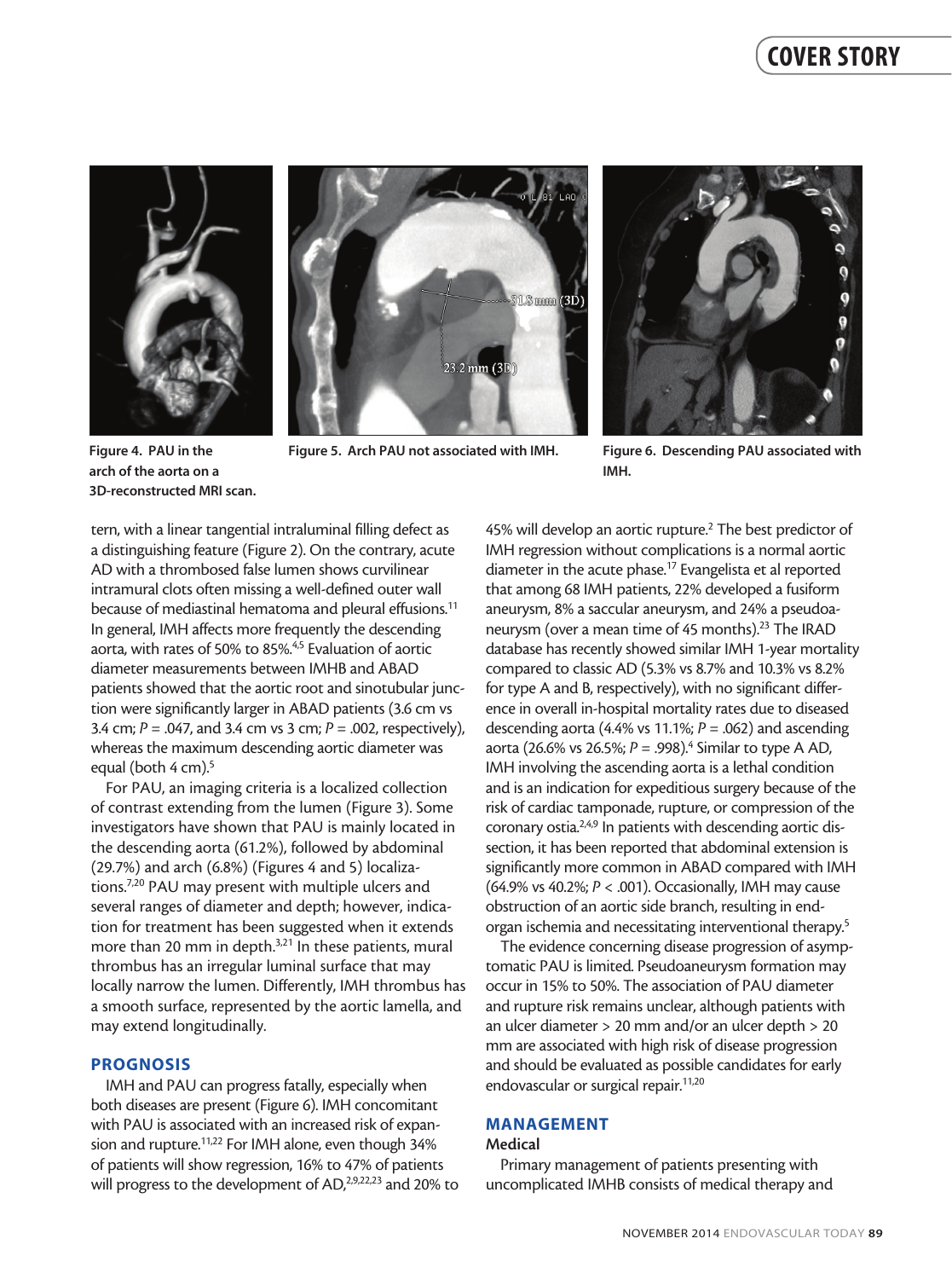Figure 4. PAU in the arch of the aorta on a 3D-reconstructed MRI scan.

Figure 5. Arch PAU not associated with IMH.

Figure 6. Descending PAU associated with IMH.

tern, with a linear tangential intraluminal filling defect as a distinguishing feature (Figure 2). On the contrary, acute AD with a thrombosed false lumen shows curvilinear intramural clots often missing a well-defined outer wall because of mediastinal hematoma and pleural effusions.[11] In general, IMH affects more frequently the descending aorta, with rates of 50% to 85%.[4,5] Evaluation of aortic diameter measurements between IMHB and ABAD patients showed that the aortic root and sinotubular junction were significantly larger in ABAD patients (3.6 cm vs 3.4 cm; $P = .047$, and 3.4 cm vs 3 cm; $P = .002$, respectively), whereas the maximum descending aortic diameter was equal (both 4 cm).[5]

For PAU, an imaging criteria is a localized collection of contrast extending from the lumen (Figure 3). Some investigators have shown that PAU is mainly located in the descending aorta (61.2%), followed by abdominal (29.7%) and arch (6.8%) (Figures 4 and 5) localizations.[7,20] PAU may present with multiple ulcers and several ranges of diameter and depth; however, indication for treatment has been suggested when it extends more than 20 mm in depth.[3,21] In these patients, mural thrombus has an irregular luminal surface that may locally narrow the lumen. Differently, IMH thrombus has a smooth surface, represented by the aortic lamella, and may extend longitudinally.

## PROGNOSIS

IMH and PAU can progress fatally, especially when both diseases are present (Figure 6). IMH concomitant with PAU is associated with an increased risk of expansion and rupture.[11,22] For IMH alone, even though 34% of patients will show regression, 16% to 47% of patients will progress to the development of AD,[2,9,22,23] and 20% to 45% will develop an aortic rupture.[2] The best predictor of IMH regression without complications is a normal aortic diameter in the acute phase.[17] Evangelista et al reported that among 68 IMH patients, 22% developed a fusiform aneurysm, 8% a saccular aneurysm, and 24% a pseudoaneurysm (over a mean time of 45 months).[23] The IRAD database has recently showed similar IMH 1-year mortality compared to classic AD (5.3% vs 8.7% and 10.3% vs 8.2% for type A and B, respectively), with no significant difference in overall in-hospital mortality rates due to diseased descending aorta (4.4% vs 11.1%; $P = .062$) and ascending aorta (26.6% vs 26.5%; $P = .998$).[4] Similar to type A AD, IMH involving the ascending aorta is a lethal condition and is an indication for expeditious surgery because of the risk of cardiac tamponade, rupture, or compression of the coronary ostia.[2,4,9] In patients with descending aortic dissection, it has been reported that abdominal extension is significantly more common in ABAD compared with IMH (64.9% vs 40.2%; $P < .001$). Occasionally, IMH may cause obstruction of an aortic side branch, resulting in end-organ ischemia and necessitating interventional therapy.[5]

The evidence concerning disease progression of asymptomatic PAU is limited. Pseudoaneurysm formation may occur in 15% to 50%. The association of PAU diameter and rupture risk remains unclear, although patients with an ulcer diameter > 20 mm and/or an ulcer depth > 20 mm are associated with high risk of disease progression and should be evaluated as possible candidates for early endovascular or surgical repair.[11,20]

## MANAGEMENT

### Medical

Primary management of patients presenting with uncomplicated IMHB consists of medical therapy and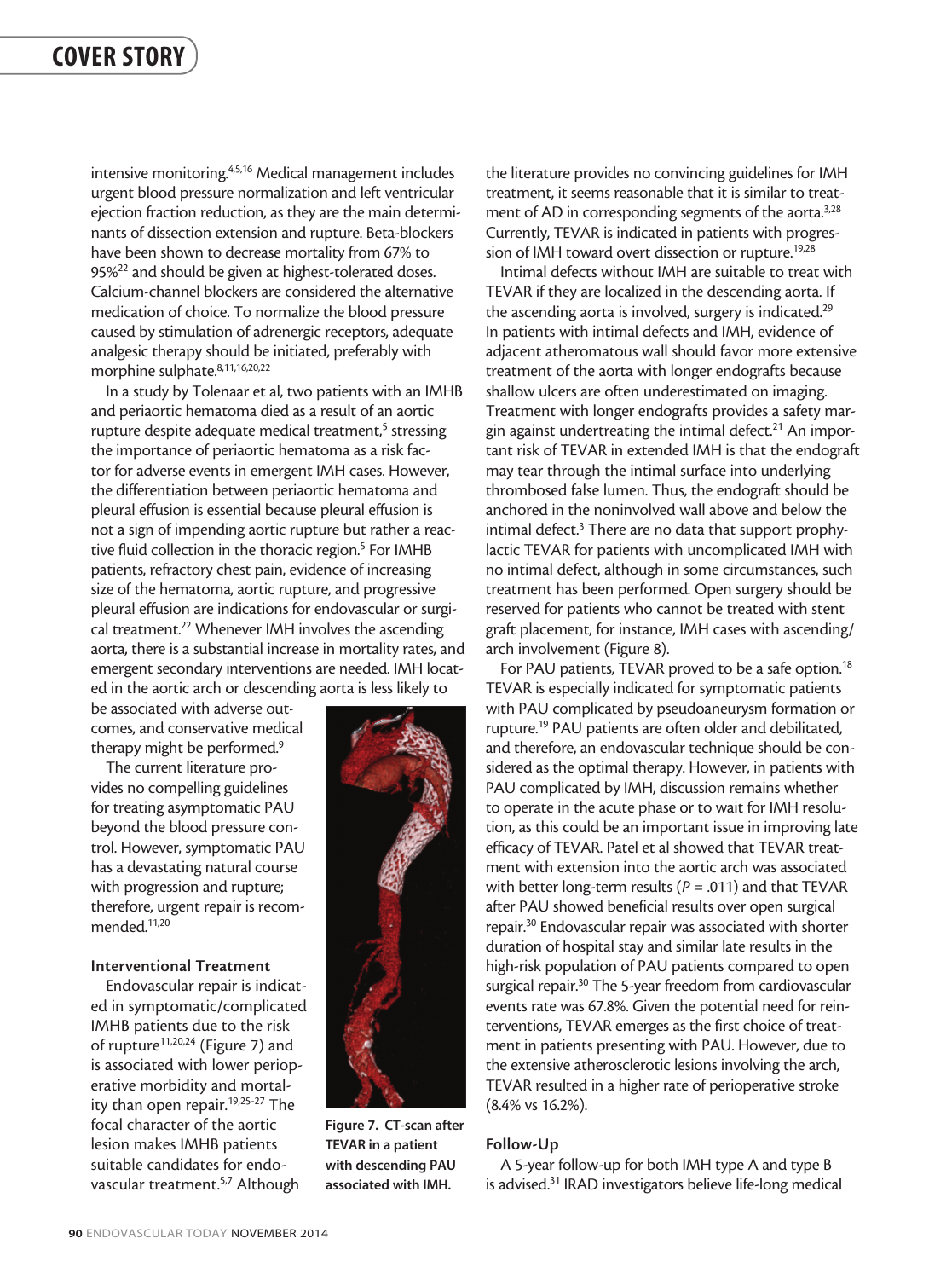intensive monitoring.[4,5,16] Medical management includes urgent blood pressure normalization and left ventricular ejection fraction reduction, as they are the main determinants of dissection extension and rupture. Beta-blockers have been shown to decrease mortality from 67% to 95%[22] and should be given at highest-tolerated doses. Calcium-channel blockers are considered the alternative medication of choice. To normalize the blood pressure caused by stimulation of adrenergic receptors, adequate analgesic therapy should be initiated, preferably with morphine sulphate.[8,11,16,20,22]

In a study by Tolenaar et al, two patients with an IMHB and periaortic hematoma died as a result of an aortic rupture despite adequate medical treatment,[5] stressing the importance of periaortic hematoma as a risk factor for adverse events in emergent IMH cases. However, the differentiation between periaortic hematoma and pleural effusion is essential because pleural effusion is not a sign of impending aortic rupture but rather a reactive fluid collection in the thoracic region.[5] For IMHB patients, refractory chest pain, evidence of increasing size of the hematoma, aortic rupture, and progressive pleural effusion are indications for endovascular or surgical treatment.[22] Whenever IMH involves the ascending aorta, there is a substantial increase in mortality rates, and emergent secondary interventions are needed. IMH located in the aortic arch or descending aorta is less likely to be associated with adverse outcomes, and conservative medical therapy might be performed.[9]

The current literature provides no compelling guidelines for treating asymptomatic PAU beyond the blood pressure control. However, symptomatic PAU has a devastating natural course with progression and rupture; therefore, urgent repair is recommended.[11,20]

### Interventional Treatment

Endovascular repair is indicated in symptomatic/complicated IMHB patients due to the risk of rupture[11,20,24] (Figure 7) and is associated with lower perioperative morbidity and mortality than open repair.[19,25-27] The focal character of the aortic lesion makes IMHB patients suitable candidates for endovascular treatment.[5,7] Although the literature provides no convincing guidelines for IMH treatment, it seems reasonable that it is similar to treatment of AD in corresponding segments of the aorta.[3,28] Currently, TEVAR is indicated in patients with progression of IMH toward overt dissection or rupture.[19,28]

**Figure 7. CT-scan after TEVAR in a patient with descending PAU associated with IMH.**

Intimal defects without IMH are suitable to treat with TEVAR if they are localized in the descending aorta. If the ascending aorta is involved, surgery is indicated.[29] In patients with intimal defects and IMH, evidence of adjacent atheromatous wall should favor more extensive treatment of the aorta with longer endografts because shallow ulcers are often underestimated on imaging. Treatment with longer endografts provides a safety margin against undertreating the intimal defect.[21] An important risk of TEVAR in extended IMH is that the endograft may tear through the intimal surface into underlying thrombosed false lumen. Thus, the endograft should be anchored in the noninvolved wall above and below the intimal defect.[3] There are no data that support prophylactic TEVAR for patients with uncomplicated IMH with no intimal defect, although in some circumstances, such treatment has been performed. Open surgery should be reserved for patients who cannot be treated with stent graft placement, for instance, IMH cases with ascending/arch involvement (Figure 8).

For PAU patients, TEVAR proved to be a safe option.[18] TEVAR is especially indicated for symptomatic patients with PAU complicated by pseudoaneurysm formation or rupture.[19] PAU patients are often older and debilitated, and therefore, an endovascular technique should be considered as the optimal therapy. However, in patients with PAU complicated by IMH, discussion remains whether to operate in the acute phase or to wait for IMH resolution, as this could be an important issue in improving late efficacy of TEVAR. Patel et al showed that TEVAR treatment with extension into the aortic arch was associated with better long-term results ($P = .011$) and that TEVAR after PAU showed beneficial results over open surgical repair.[30] Endovascular repair was associated with shorter duration of hospital stay and similar late results in the high-risk population of PAU patients compared to open surgical repair.[30] The 5-year freedom from cardiovascular events rate was 67.8%. Given the potential need for reinterventions, TEVAR emerges as the first choice of treatment in patients presenting with PAU. However, due to the extensive atherosclerotic lesions involving the arch, TEVAR resulted in a higher rate of perioperative stroke (8.4% vs 16.2%).

### Follow-Up

A 5-year follow-up for both IMH type A and type B is advised.[31] IRAD investigators believe life-long medical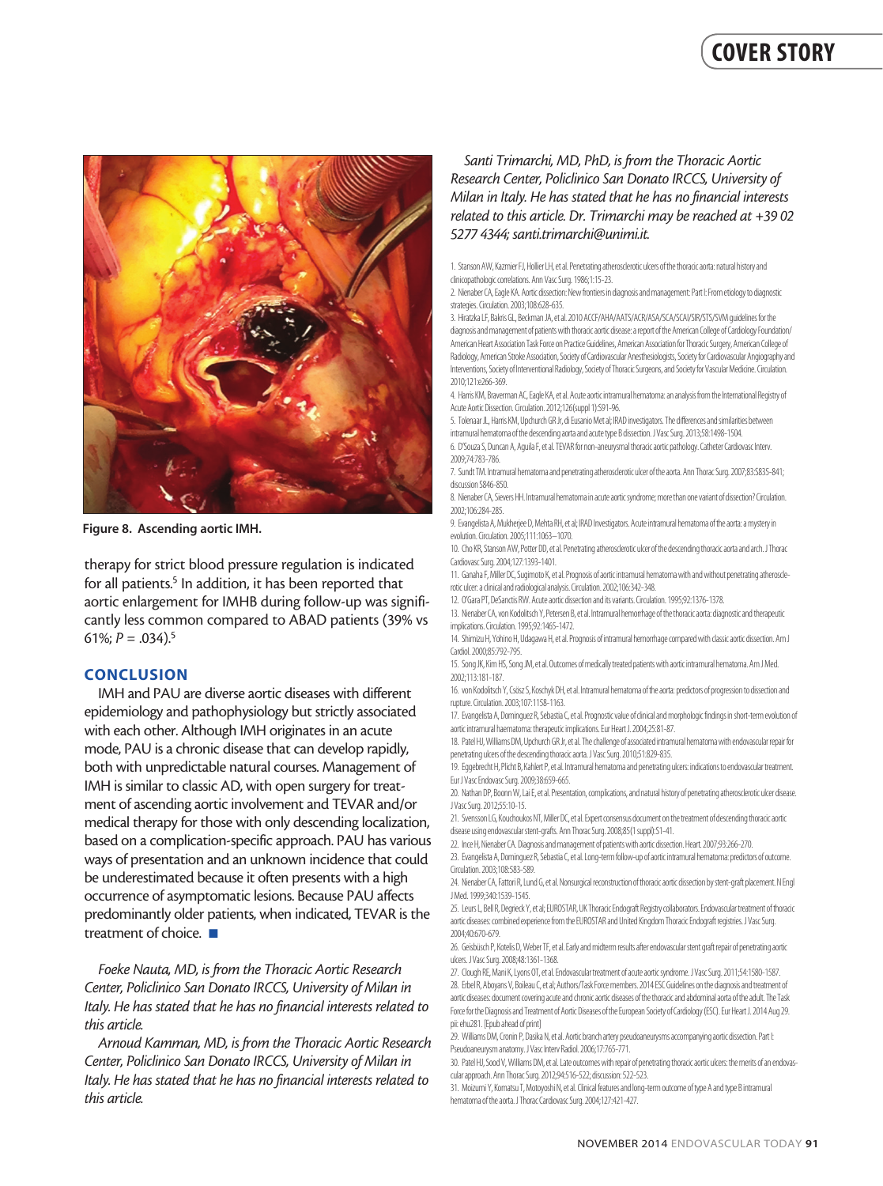Figure 8. Ascending aortic IMH.

therapy for strict blood pressure regulation is indicated for all patients.[5] In addition, it has been reported that aortic enlargement for IMHB during follow-up was significantly less common compared to ABAD patients (39% vs 61%; $P = .034$).[5]

## CONCLUSION

IMH and PAU are diverse aortic diseases with different epidemiology and pathophysiology but strictly associated with each other. Although IMH originates in an acute mode, PAU is a chronic disease that can develop rapidly, both with unpredictable natural courses. Management of IMH is similar to classic AD, with open surgery for treatment of ascending aortic involvement and TEVAR and/or medical therapy for those with only descending localization, based on a complication-specific approach. PAU has various ways of presentation and an unknown incidence that could be underestimated because it often presents with a high occurrence of asymptomatic lesions. Because PAU affects predominantly older patients, when indicated, TEVAR is the treatment of choice. ■

*Foeke Nauta, MD, is from the Thoracic Aortic Research Center, Policlinico San Donato IRCCS, University of Milan in Italy. He has stated that he has no financial interests related to this article.*

*Arnoud Kamman, MD, is from the Thoracic Aortic Research Center, Policlinico San Donato IRCCS, University of Milan in Italy. He has stated that he has no financial interests related to this article.*

*Santi Trimarchi, MD, PhD, is from the Thoracic Aortic Research Center, Policlinico San Donato IRCCS, University of Milan in Italy. He has stated that he has no financial interests related to this article. Dr. Trimarchi may be reached at +39 02 5277 4344; santi.trimarchi@unimi.it.*

1. Stanson AW, Kazmier FJ, Hollier LH, et al. Penetrating atherosclerotic ulcers of the thoracic aorta: natural history and clinicopathologic correlations. Ann Vasc Surg. 1986;1:15-23.
2. Nienaber CA, Eagle KA. Aortic dissection: New frontiers in diagnosis and management: Part I: From etiology to diagnostic strategies. Circulation. 2003;108:628-635.
3. Hiratzka LF, Bakris GL, Beckman JA, et al. 2010 ACCF/AHA/AATS/ACR/ASA/SCA/SCAI/SIR/STS/SVM guidelines for the diagnosis and management of patients with thoracic aortic disease: a report of the American College of Cardiology Foundation/American Heart Association Task Force on Practice Guidelines, American Association for Thoracic Surgery, American College of Radiology, American Stroke Association, Society of Cardiovascular Anesthesiologists, Society for Cardiovascular Angiography and Interventions, Society of Interventional Radiology, Society of Thoracic Surgeons, and Society for Vascular Medicine. Circulation. 2010;121:e266-369.
4. Harris KM, Braverman AC, Eagle KA, et al. Acute aortic intramural hematoma: an analysis from the International Registry of Acute Aortic Dissection. Circulation. 2012;126(suppl 1):S91-96.
5. Tolenaar JL, Harris KM, Upchurch GR Jr, di Eusanio M et al; IRAD investigators. The differences and similarities between intramural hematoma of the descending aorta and acute type B dissection. J Vasc Surg. 2013;58:1498-1504.
6. D'Souza S, Duncan A, Aguila F, et al. TEVAR for non-aneurysmal thoracic aortic pathology. Catheter Cardiovasc Interv. 2009;74:783-786.
7. Sundt TM. Intramural hematoma and penetrating atherosclerotic ulcer of the aorta. Ann Thorac Surg. 2007;83:S835-841; discussion S846-850.
8. Nienaber CA, Sievers HH. Intramural hematoma in acute aortic syndrome; more than one variant of dissection? Circulation. 2002;106:284-285.
9. Evangelista A, Mukherjee D, Mehta RH, et al; IRAD Investigators. Acute intramural hematoma of the aorta: a mystery in evolution. Circulation. 2005;111:1063-1070.
10. Cho KR, Stanson AW, Potter DD, et al. Penetrating atherosclerotic ulcer of the descending thoracic aorta and arch. J Thorac Cardiovasc Surg. 2004;127:1393-1401.
11. Ganaha F, Miller DC, Sugimoto K, et al. Prognosis of aortic intramural hematoma with and without penetrating atherosclerotic ulcer: a clinical and radiological analysis. Circulation. 2002;106:342-348.
12. O'Gara PT, DeSanctis RW. Acute aortic dissection and its variants. Circulation. 1995;92:1376-1378.
13. Nienaber CA, von Kodolitsch Y, Petersen B, et al. Intramural hemorrhage of the thoracic aorta: diagnostic and therapeutic implications. Circulation. 1995;92:1465-1472.
14. Shimizu H, Yohino H, Udagawa H, et al. Prognosis of intramural hemorrhage compared with classic aortic dissection. Am J Cardiol. 2000;85:792-795.
15. Song JK, Kim HS, Song JM, et al. Outcomes of medically treated patients with aortic intramural hematoma. Am J Med. 2002;113:181-187.
16. von Kodolitsch Y, Csösz S, Koschyk DH, et al. Intramural hematoma of the aorta: predictors of progression to dissection and rupture. Circulation. 2003;107:1158-1163.
17. Evangelista A, Dominguez R, Sebastia C, et al. Prognostic value of clinical and morphologic findings in short-term evolution of aortic intramural haematoma: therapeutic implications. Eur Heart J. 2004;25:81-87.
18. Patel HJ, Williams DM, Upchurch GR Jr, et al. The challenge of associated intramural hematoma with endovascular repair for penetrating ulcers of the descending thoracic aorta. J Vasc Surg. 2010;51:829-835.
19. Eggebrecht H, Plicht B, Kahlert P, et al. Intramural hematoma and penetrating ulcers: indications to endovascular treatment. Eur J Vasc Endovasc Surg. 2009;38:659-665.
20. Nathan DP, Boonn W, Lai E, et al. Presentation, complications, and natural history of penetrating atherosclerotic ulcer disease. J Vasc Surg. 2012;55:10-15.
21. Svensson LG, Kouchoukos NT, Miller DC, et al. Expert consensus document on the treatment of descending thoracic aortic disease using endovascular stent-grafts. Ann Thorac Surg. 2008;85(1 suppl):S1-41.
22. Ince H, Nienaber CA. Diagnosis and management of patients with aortic dissection. Heart. 2007;93:266-270.
23. Evangelista A, Dominguez R, Sebastia C, et al. Long-term follow-up of aortic intramural hematoma: predictors of outcome. Circulation. 2003;108:583-589.
24. Nienaber CA, Fattori R, Lund G, et al. Nonsurgical reconstruction of thoracic aortic dissection by stent-graft placement. N Engl J Med. 1999;340:1539-1545.
25. Leurs LJ, Bell R, Degrieck Y, et al; EUROSTAR, UK Thoracic Endograft Registry collaborators. Endovascular treatment of thoracic aortic diseases: combined experience from the EUROSTAR and United Kingdom Thoracic Endograft registries. J Vasc Surg. 2004;40:670-679.
26. Geisbüsch P, Kotelis D, Weber TF, et al. Early and midterm results after endovascular stent graft repair of penetrating aortic ulcers. J Vasc Surg. 2008;48:1361-1368.
27. Clough RE, Mani K, Lyons OT, et al. Endovascular treatment of acute aortic syndrome. J Vasc Surg. 2011;54:1580-1587.
28. Erbel R, Aboyans V, Boileau C, et al; Authors/Task Force members. 2014 ESC Guidelines on the diagnosis and treatment of aortic diseases: document covering acute and chronic aortic diseases of the thoracic and abdominal aorta of the adult. The Task Force for the Diagnosis and Treatment of Aortic Diseases of the European Society of Cardiology (ESC). Eur Heart J. 2014 Aug 29. pii: ehu281. [Epub ahead of print]
29. Williams DM, Cronin P, Dasika N, et al. Aortic branch artery pseudoaneurysms accompanying aortic dissection. Part I: Pseudoaneurysm anatomy. J Vasc Interv Radiol. 2006;17:765-771.
30. Patel HJ, Sood V, Williams DM, et al. Late outcomes with repair of penetrating thoracic aortic ulcers: the merits of an endovascular approach. Ann Thorac Surg. 2012;94:516-522; discussion: 522-523.
31. Moizumi Y, Komatsu T, Motoyoshi N, et al. Clinical features and long-term outcome of type A and type B intramural hematoma of the aorta. J Thorac Cardiovasc Surg. 2004;127:421-427.